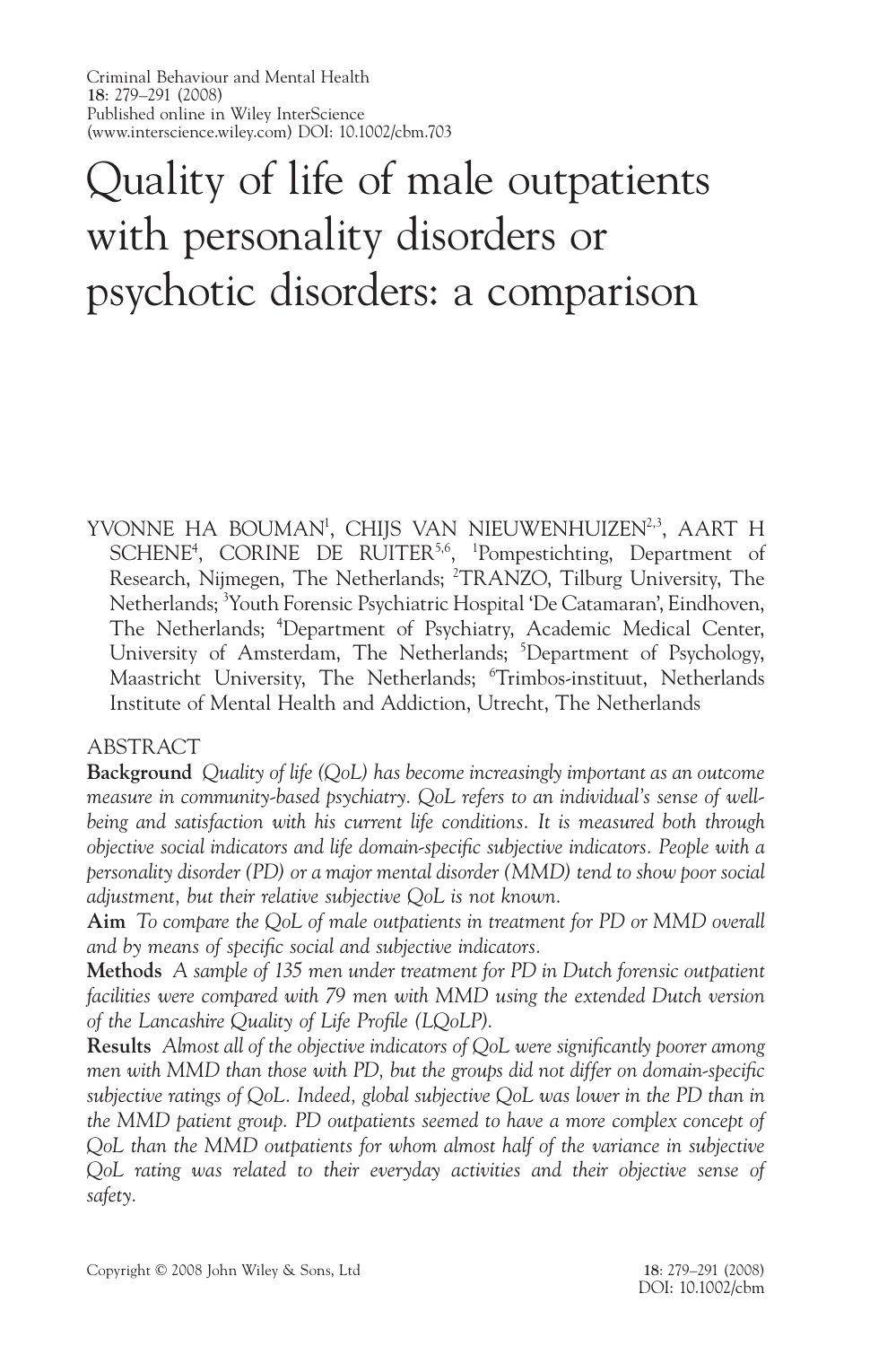# Quality of life of male outpatients with personality disorders or psychotic disorders: a comparison

YVONNE HA BOUMAN[1], CHIJS VAN NIEUWENHUIZEN[2,3], AART H SCHENE[4], CORINE DE RUITER[5,6], [1]Pompestichting, Department of Research, Nijmegen, The Netherlands; [2]TRANZO, Tilburg University, The Netherlands; [3]Youth Forensic Psychiatric Hospital 'De Catamaran', Eindhoven, The Netherlands; [4]Department of Psychiatry, Academic Medical Center, University of Amsterdam, The Netherlands; [5]Department of Psychology, Maastricht University, The Netherlands; [6]Trimbos-instituut, Netherlands Institute of Mental Health and Addiction, Utrecht, The Netherlands

## ABSTRACT

**Background** *Quality of life (QoL) has become increasingly important as an outcome measure in community-based psychiatry. QoL refers to an individual's sense of well-being and satisfaction with his current life conditions. It is measured both through objective social indicators and life domain-specific subjective indicators. People with a personality disorder (PD) or a major mental disorder (MMD) tend to show poor social adjustment, but their relative subjective QoL is not known.*

**Aim** *To compare the QoL of male outpatients in treatment for PD or MMD overall and by means of specific social and subjective indicators.*

**Methods** *A sample of 135 men under treatment for PD in Dutch forensic outpatient facilities were compared with 79 men with MMD using the extended Dutch version of the Lancashire Quality of Life Profile (LQoLP).*

**Results** *Almost all of the objective indicators of QoL were significantly poorer among men with MMD than those with PD, but the groups did not differ on domain-specific subjective ratings of QoL. Indeed, global subjective QoL was lower in the PD than in the MMD patient group. PD outpatients seemed to have a more complex concept of QoL than the MMD outpatients for whom almost half of the variance in subjective QoL rating was related to their everyday activities and their objective sense of safety.*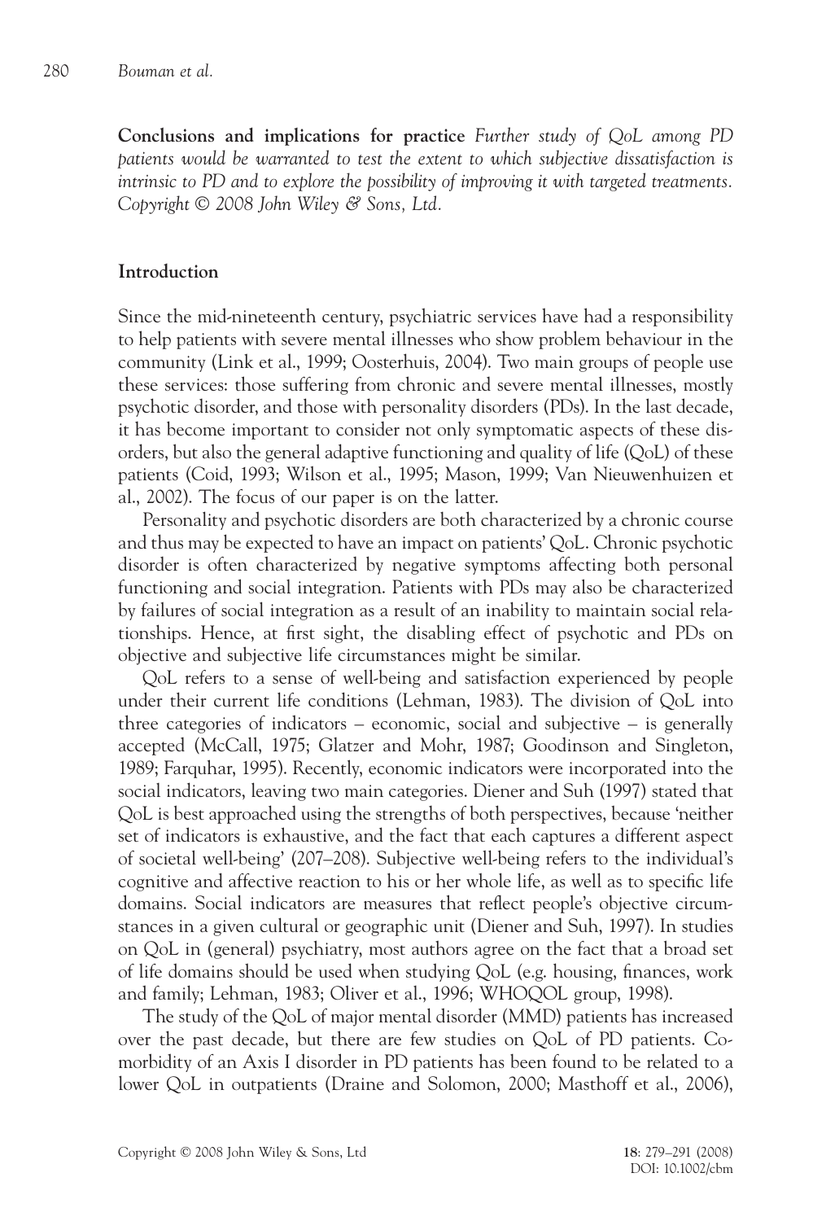**Conclusions and implications for practice** *Further study of QoL among PD patients would be warranted to test the extent to which subjective dissatisfaction is intrinsic to PD and to explore the possibility of improving it with targeted treatments. Copyright © 2008 John Wiley & Sons, Ltd.*

## Introduction

Since the mid-nineteenth century, psychiatric services have had a responsibility to help patients with severe mental illnesses who show problem behaviour in the community (Link et al., 1999; Oosterhuis, 2004). Two main groups of people use these services: those suffering from chronic and severe mental illnesses, mostly psychotic disorder, and those with personality disorders (PDs). In the last decade, it has become important to consider not only symptomatic aspects of these disorders, but also the general adaptive functioning and quality of life (QoL) of these patients (Coid, 1993; Wilson et al., 1995; Mason, 1999; Van Nieuwenhuizen et al., 2002). The focus of our paper is on the latter.

Personality and psychotic disorders are both characterized by a chronic course and thus may be expected to have an impact on patients' QoL. Chronic psychotic disorder is often characterized by negative symptoms affecting both personal functioning and social integration. Patients with PDs may also be characterized by failures of social integration as a result of an inability to maintain social relationships. Hence, at first sight, the disabling effect of psychotic and PDs on objective and subjective life circumstances might be similar.

QoL refers to a sense of well-being and satisfaction experienced by people under their current life conditions (Lehman, 1983). The division of QoL into three categories of indicators – economic, social and subjective – is generally accepted (McCall, 1975; Glatzer and Mohr, 1987; Goodinson and Singleton, 1989; Farquhar, 1995). Recently, economic indicators were incorporated into the social indicators, leaving two main categories. Diener and Suh (1997) stated that QoL is best approached using the strengths of both perspectives, because 'neither set of indicators is exhaustive, and the fact that each captures a different aspect of societal well-being' (207–208). Subjective well-being refers to the individual's cognitive and affective reaction to his or her whole life, as well as to specific life domains. Social indicators are measures that reflect people's objective circumstances in a given cultural or geographic unit (Diener and Suh, 1997). In studies on QoL in (general) psychiatry, most authors agree on the fact that a broad set of life domains should be used when studying QoL (e.g. housing, finances, work and family; Lehman, 1983; Oliver et al., 1996; WHOQOL group, 1998).

The study of the QoL of major mental disorder (MMD) patients has increased over the past decade, but there are few studies on QoL of PD patients. Co-morbidity of an Axis I disorder in PD patients has been found to be related to a lower QoL in outpatients (Draine and Solomon, 2000; Masthoff et al., 2006),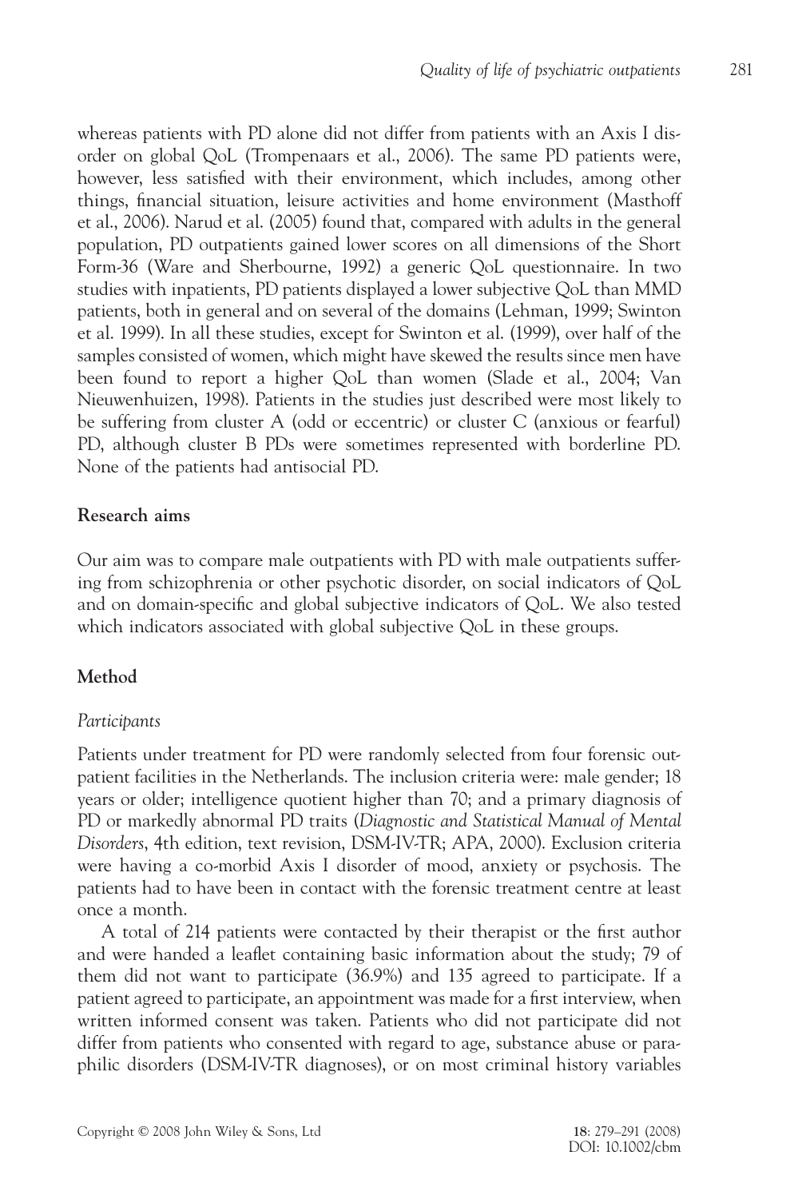whereas patients with PD alone did not differ from patients with an Axis I disorder on global QoL (Trompenaars et al., 2006). The same PD patients were, however, less satisfied with their environment, which includes, among other things, financial situation, leisure activities and home environment (Masthoff et al., 2006). Narud et al. (2005) found that, compared with adults in the general population, PD outpatients gained lower scores on all dimensions of the Short Form-36 (Ware and Sherbourne, 1992) a generic QoL questionnaire. In two studies with inpatients, PD patients displayed a lower subjective QoL than MMD patients, both in general and on several of the domains (Lehman, 1999; Swinton et al. 1999). In all these studies, except for Swinton et al. (1999), over half of the samples consisted of women, which might have skewed the results since men have been found to report a higher QoL than women (Slade et al., 2004; Van Nieuwenhuizen, 1998). Patients in the studies just described were most likely to be suffering from cluster A (odd or eccentric) or cluster C (anxious or fearful) PD, although cluster B PDs were sometimes represented with borderline PD. None of the patients had antisocial PD.

## Research aims

Our aim was to compare male outpatients with PD with male outpatients suffering from schizophrenia or other psychotic disorder, on social indicators of QoL and on domain-specific and global subjective indicators of QoL. We also tested which indicators associated with global subjective QoL in these groups.

## Method

### *Participants*

Patients under treatment for PD were randomly selected from four forensic outpatient facilities in the Netherlands. The inclusion criteria were: male gender; 18 years or older; intelligence quotient higher than 70; and a primary diagnosis of PD or markedly abnormal PD traits (*Diagnostic and Statistical Manual of Mental Disorders*, 4th edition, text revision, DSM-IV-TR; APA, 2000). Exclusion criteria were having a co-morbid Axis I disorder of mood, anxiety or psychosis. The patients had to have been in contact with the forensic treatment centre at least once a month.

A total of 214 patients were contacted by their therapist or the first author and were handed a leaflet containing basic information about the study; 79 of them did not want to participate (36.9%) and 135 agreed to participate. If a patient agreed to participate, an appointment was made for a first interview, when written informed consent was taken. Patients who did not participate did not differ from patients who consented with regard to age, substance abuse or paraphilic disorders (DSM-IV-TR diagnoses), or on most criminal history variables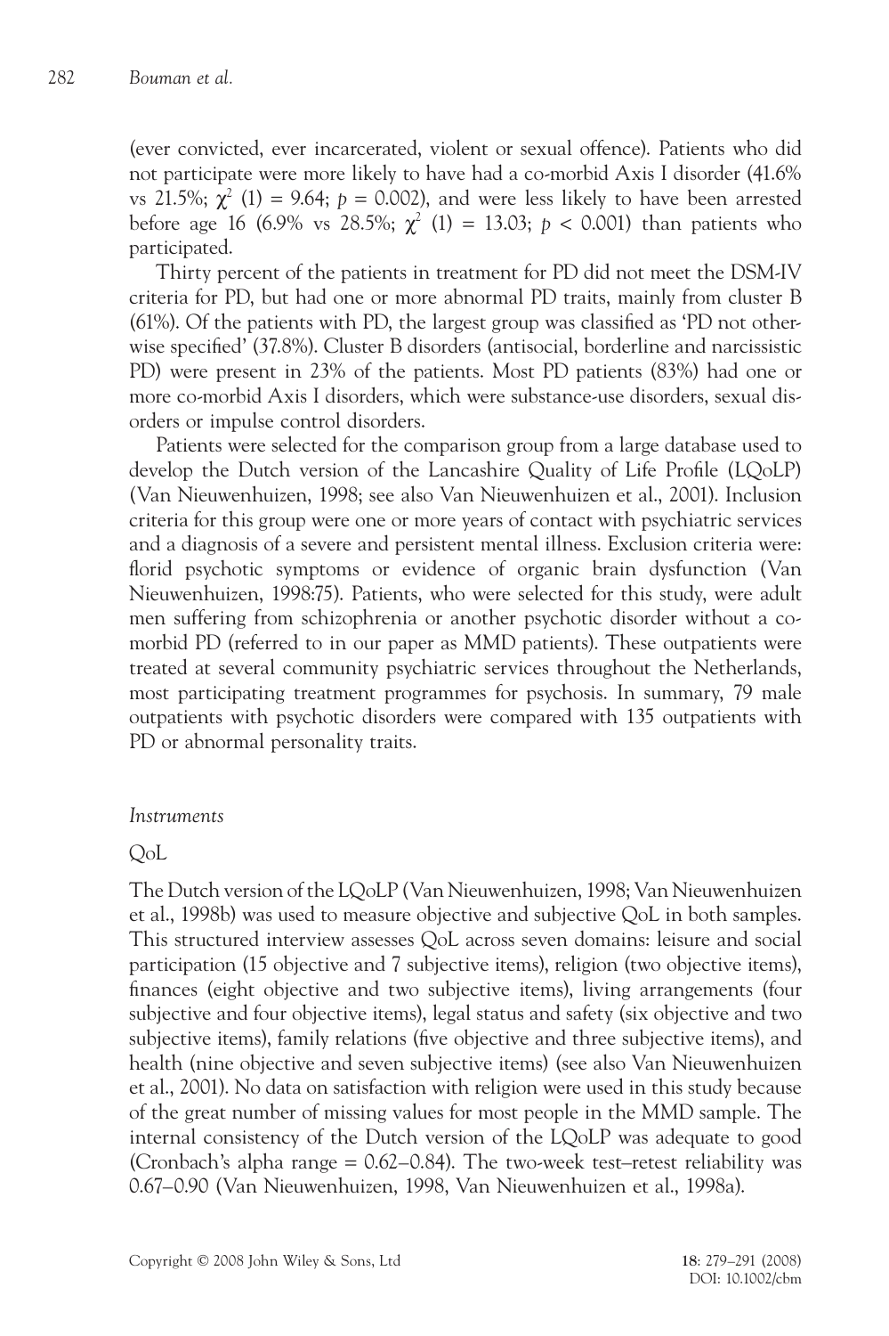(ever convicted, ever incarcerated, violent or sexual offence). Patients who did not participate were more likely to have had a co-morbid Axis I disorder (41.6% vs 21.5%; $\chi^2$ (1) = 9.64; $p$ = 0.002), and were less likely to have been arrested before age 16 (6.9% vs 28.5%; $\chi^2$ (1) = 13.03; $p$ < 0.001) than patients who participated.

Thirty percent of the patients in treatment for PD did not meet the DSM-IV criteria for PD, but had one or more abnormal PD traits, mainly from cluster B (61%). Of the patients with PD, the largest group was classified as 'PD not otherwise specified' (37.8%). Cluster B disorders (antisocial, borderline and narcissistic PD) were present in 23% of the patients. Most PD patients (83%) had one or more co-morbid Axis I disorders, which were substance-use disorders, sexual disorders or impulse control disorders.

Patients were selected for the comparison group from a large database used to develop the Dutch version of the Lancashire Quality of Life Profile (LQoLP) (Van Nieuwenhuizen, 1998; see also Van Nieuwenhuizen et al., 2001). Inclusion criteria for this group were one or more years of contact with psychiatric services and a diagnosis of a severe and persistent mental illness. Exclusion criteria were: florid psychotic symptoms or evidence of organic brain dysfunction (Van Nieuwenhuizen, 1998:75). Patients, who were selected for this study, were adult men suffering from schizophrenia or another psychotic disorder without a co-morbid PD (referred to in our paper as MMD patients). These outpatients were treated at several community psychiatric services throughout the Netherlands, most participating treatment programmes for psychosis. In summary, 79 male outpatients with psychotic disorders were compared with 135 outpatients with PD or abnormal personality traits.

### *Instruments*

#### QoL

The Dutch version of the LQoLP (Van Nieuwenhuizen, 1998; Van Nieuwenhuizen et al., 1998b) was used to measure objective and subjective QoL in both samples. This structured interview assesses QoL across seven domains: leisure and social participation (15 objective and 7 subjective items), religion (two objective items), finances (eight objective and two subjective items), living arrangements (four subjective and four objective items), legal status and safety (six objective and two subjective items), family relations (five objective and three subjective items), and health (nine objective and seven subjective items) (see also Van Nieuwenhuizen et al., 2001). No data on satisfaction with religion were used in this study because of the great number of missing values for most people in the MMD sample. The internal consistency of the Dutch version of the LQoLP was adequate to good (Cronbach's alpha range = 0.62–0.84). The two-week test–retest reliability was 0.67–0.90 (Van Nieuwenhuizen, 1998, Van Nieuwenhuizen et al., 1998a).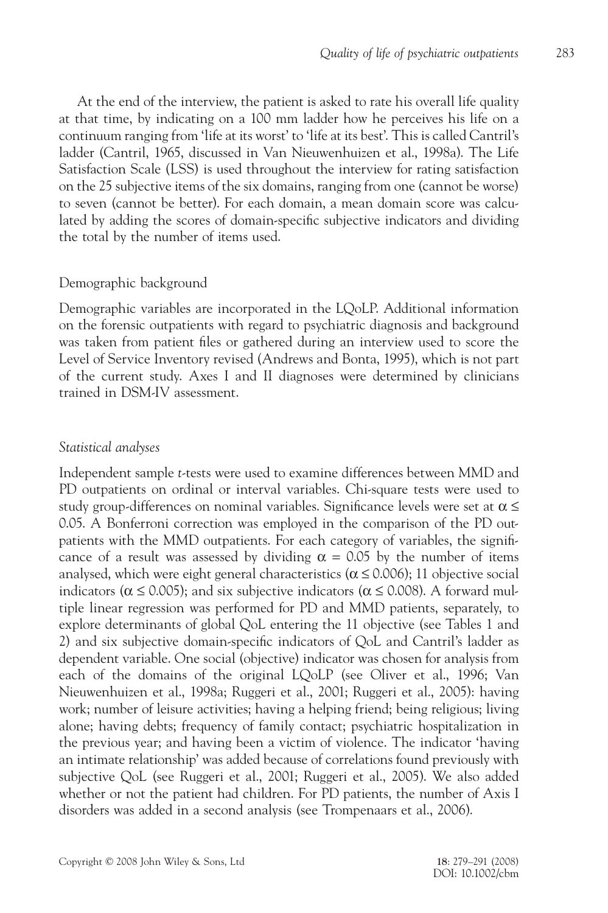At the end of the interview, the patient is asked to rate his overall life quality at that time, by indicating on a 100 mm ladder how he perceives his life on a continuum ranging from 'life at its worst' to 'life at its best'. This is called Cantril's ladder (Cantril, 1965, discussed in Van Nieuwenhuizen et al., 1998a). The Life Satisfaction Scale (LSS) is used throughout the interview for rating satisfaction on the 25 subjective items of the six domains, ranging from one (cannot be worse) to seven (cannot be better). For each domain, a mean domain score was calculated by adding the scores of domain-specific subjective indicators and dividing the total by the number of items used.

Demographic background

Demographic variables are incorporated in the LQoLP. Additional information on the forensic outpatients with regard to psychiatric diagnosis and background was taken from patient files or gathered during an interview used to score the Level of Service Inventory revised (Andrews and Bonta, 1995), which is not part of the current study. Axes I and II diagnoses were determined by clinicians trained in DSM-IV assessment.

### *Statistical analyses*

Independent sample *t*-tests were used to examine differences between MMD and PD outpatients on ordinal or interval variables. Chi-square tests were used to study group-differences on nominal variables. Significance levels were set at $\alpha \leq 0.05$. A Bonferroni correction was employed in the comparison of the PD outpatients with the MMD outpatients. For each category of variables, the significance of a result was assessed by dividing $\alpha = 0.05$ by the number of items analysed, which were eight general characteristics ($\alpha \leq 0.006$); 11 objective social indicators ($\alpha \leq 0.005$); and six subjective indicators ($\alpha \leq 0.008$). A forward multiple linear regression was performed for PD and MMD patients, separately, to explore determinants of global QoL entering the 11 objective (see Tables 1 and 2) and six subjective domain-specific indicators of QoL and Cantril's ladder as dependent variable. One social (objective) indicator was chosen for analysis from each of the domains of the original LQoLP (see Oliver et al., 1996; Van Nieuwenhuizen et al., 1998a; Ruggeri et al., 2001; Ruggeri et al., 2005): having work; number of leisure activities; having a helping friend; being religious; living alone; having debts; frequency of family contact; psychiatric hospitalization in the previous year; and having been a victim of violence. The indicator 'having an intimate relationship' was added because of correlations found previously with subjective QoL (see Ruggeri et al., 2001; Ruggeri et al., 2005). We also added whether or not the patient had children. For PD patients, the number of Axis I disorders was added in a second analysis (see Trompenaars et al., 2006).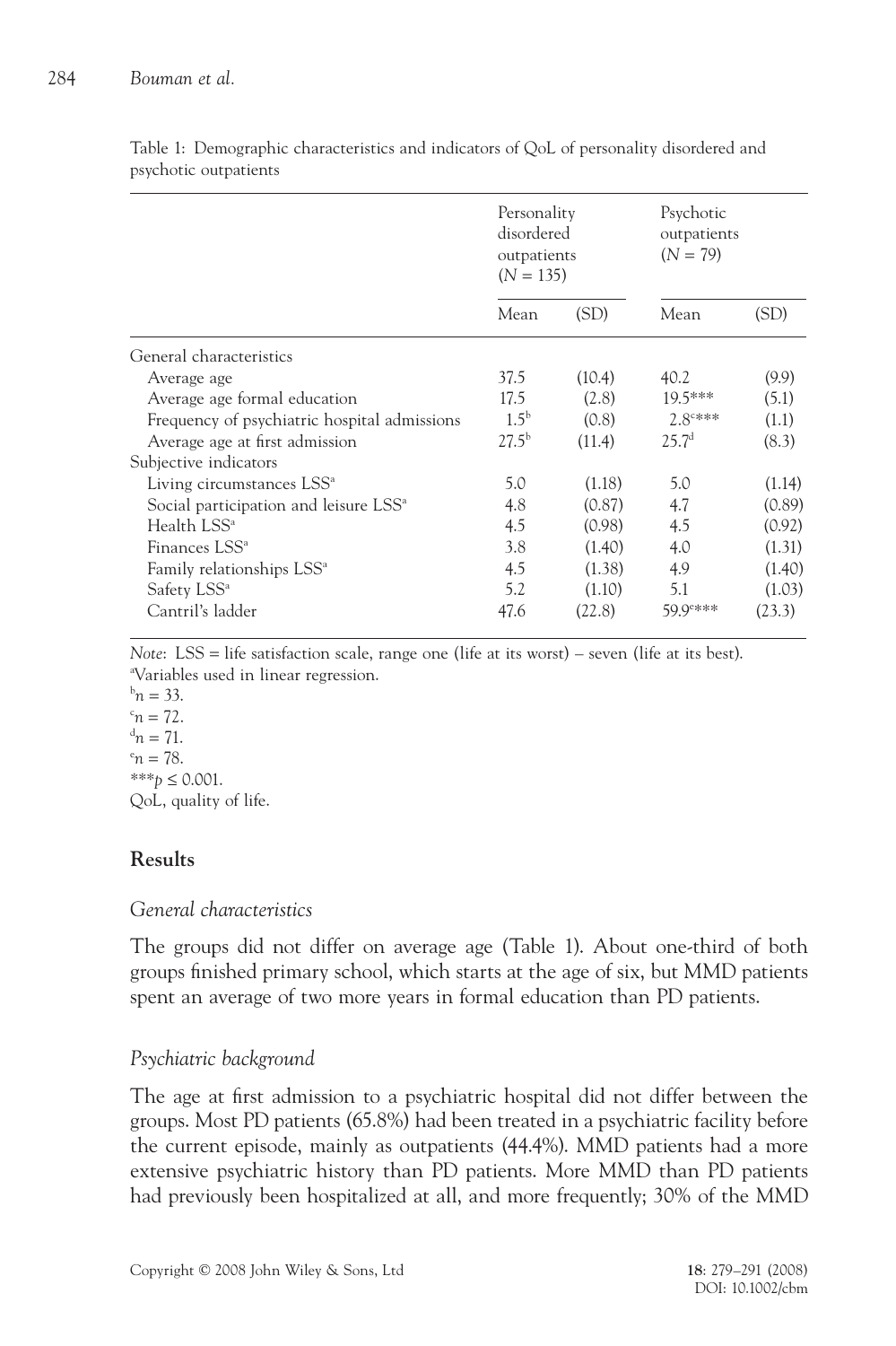Table 1: Demographic characteristics and indicators of QoL of personality disordered and psychotic outpatients

| | Personality disordered outpatients ($N$ = 135) | | Psychotic outpatients ($N$ = 79) | |
|---|---|---|---|---|
| | Mean | (SD) | Mean | (SD) |
| General characteristics | | | | |
| Average age | 37.5 | (10.4) | 40.2 | (9.9) |
| Average age formal education | 17.5 | (2.8) | 19.5*** | (5.1) |
| Frequency of psychiatric hospital admissions | 1.5[b] | (0.8) | 2.8[c]*** | (1.1) |
| Average age at first admission | 27.5[b] | (11.4) | 25.7[d] | (8.3) |
| Subjective indicators | | | | |
| Living circumstances LSS[a] | 5.0 | (1.18) | 5.0 | (1.14) |
| Social participation and leisure LSS[a] | 4.8 | (0.87) | 4.7 | (0.89) |
| Health LSS[a] | 4.5 | (0.98) | 4.5 | (0.92) |
| Finances LSS[a] | 3.8 | (1.40) | 4.0 | (1.31) |
| Family relationships LSS[a] | 4.5 | (1.38) | 4.9 | (1.40) |
| Safety LSS[a] | 5.2 | (1.10) | 5.1 | (1.03) |
| Cantril's ladder | 47.6 | (22.8) | 59.9[e]*** | (23.3) |

*Note*: LSS = life satisfaction scale, range one (life at its worst) – seven (life at its best).
[a]Variables used in linear regression.
[b]$n = 33$.
[c]$n = 72$.
[d]$n = 71$.
[e]$n = 78$.
***$p \leq 0.001$.
QoL, quality of life.

## Results

### *General characteristics*

The groups did not differ on average age (Table 1). About one-third of both groups finished primary school, which starts at the age of six, but MMD patients spent an average of two more years in formal education than PD patients.

### *Psychiatric background*

The age at first admission to a psychiatric hospital did not differ between the groups. Most PD patients (65.8%) had been treated in a psychiatric facility before the current episode, mainly as outpatients (44.4%). MMD patients had a more extensive psychiatric history than PD patients. More MMD than PD patients had previously been hospitalized at all, and more frequently; 30% of the MMD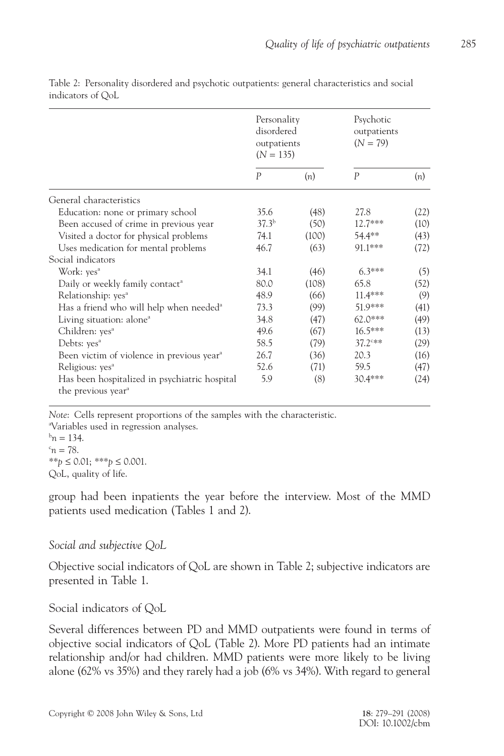Table 2: Personality disordered and psychotic outpatients: general characteristics and social indicators of QoL

| | Personality disordered outpatients ($N = 135$) | | Psychotic outpatients ($N = 79$) | |
|---|---|---|---|---|
| | *P* | (*n*) | *P* | (*n*) |
| General characteristics | | | | |
| Education: none or primary school | 35.6 | (48) | 27.8 | (22) |
| Been accused of crime in previous year | 37.3[b] | (50) | 12.7*** | (10) |
| Visited a doctor for physical problems | 74.1 | (100) | 54.4** | (43) |
| Uses medication for mental problems | 46.7 | (63) | 91.1*** | (72) |
| Social indicators | | | | |
| Work: yes[a] | 34.1 | (46) | 6.3*** | (5) |
| Daily or weekly family contact[a] | 80.0 | (108) | 65.8 | (52) |
| Relationship: yes[a] | 48.9 | (66) | 11.4*** | (9) |
| Has a friend who will help when needed[a] | 73.3 | (99) | 51.9*** | (41) |
| Living situation: alone[a] | 34.8 | (47) | 62.0*** | (49) |
| Children: yes[a] | 49.6 | (67) | 16.5*** | (13) |
| Debts: yes[a] | 58.5 | (79) | 37.2[c]** | (29) |
| Been victim of violence in previous year[a] | 26.7 | (36) | 20.3 | (16) |
| Religious: yes[a] | 52.6 | (71) | 59.5 | (47) |
| Has been hospitalized in psychiatric hospital the previous year[a] | 5.9 | (8) | 30.4*** | (24) |

*Note*: Cells represent proportions of the samples with the characteristic.
[a]Variables used in regression analyses.
[b]$n = 134$.
[c]$n = 78$.
$^{**}p \leq 0.01$; $^{***}p \leq 0.001$.
QoL, quality of life.

group had been inpatients the year before the interview. Most of the MMD patients used medication (Tables 1 and 2).

### *Social and subjective QoL*

Objective social indicators of QoL are shown in Table 2; subjective indicators are presented in Table 1.

#### Social indicators of QoL

Several differences between PD and MMD outpatients were found in terms of objective social indicators of QoL (Table 2). More PD patients had an intimate relationship and/or had children. MMD patients were more likely to be living alone (62% vs 35%) and they rarely had a job (6% vs 34%). With regard to general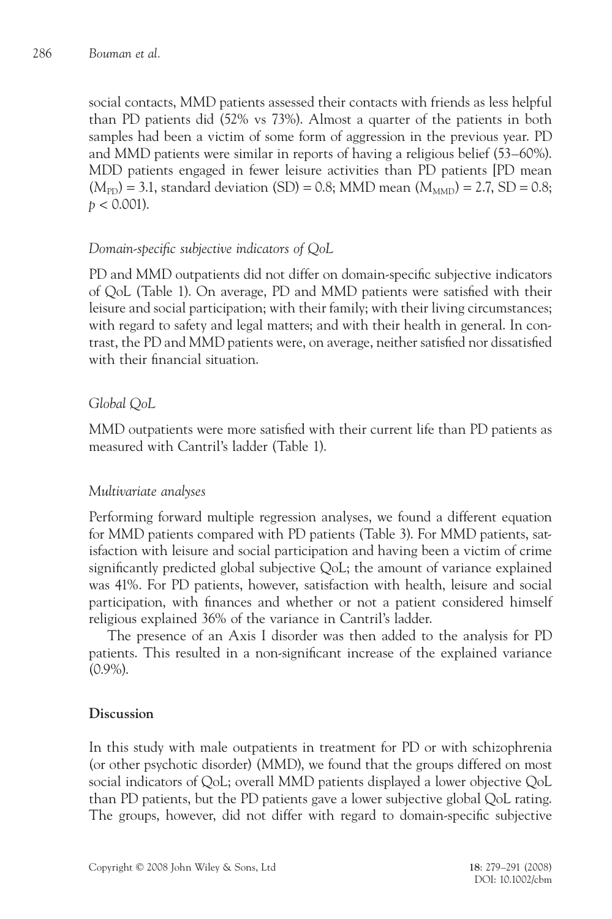social contacts, MMD patients assessed their contacts with friends as less helpful than PD patients did (52% vs 73%). Almost a quarter of the patients in both samples had been a victim of some form of aggression in the previous year. PD and MMD patients were similar in reports of having a religious belief (53–60%). MDD patients engaged in fewer leisure activities than PD patients [PD mean ($M_{PD}$) = 3.1, standard deviation (SD) = 0.8; MMD mean ($M_{MMD}$) = 2.7, SD = 0.8; $p < 0.001$).

*Domain-specific subjective indicators of QoL*

PD and MMD outpatients did not differ on domain-specific subjective indicators of QoL (Table 1). On average, PD and MMD patients were satisfied with their leisure and social participation; with their family; with their living circumstances; with regard to safety and legal matters; and with their health in general. In contrast, the PD and MMD patients were, on average, neither satisfied nor dissatisfied with their financial situation.

*Global QoL*

MMD outpatients were more satisfied with their current life than PD patients as measured with Cantril's ladder (Table 1).

*Multivariate analyses*

Performing forward multiple regression analyses, we found a different equation for MMD patients compared with PD patients (Table 3). For MMD patients, satisfaction with leisure and social participation and having been a victim of crime significantly predicted global subjective QoL; the amount of variance explained was 41%. For PD patients, however, satisfaction with health, leisure and social participation, with finances and whether or not a patient considered himself religious explained 36% of the variance in Cantril's ladder.

The presence of an Axis I disorder was then added to the analysis for PD patients. This resulted in a non-significant increase of the explained variance (0.9%).

## Discussion

In this study with male outpatients in treatment for PD or with schizophrenia (or other psychotic disorder) (MMD), we found that the groups differed on most social indicators of QoL; overall MMD patients displayed a lower objective QoL than PD patients, but the PD patients gave a lower subjective global QoL rating. The groups, however, did not differ with regard to domain-specific subjective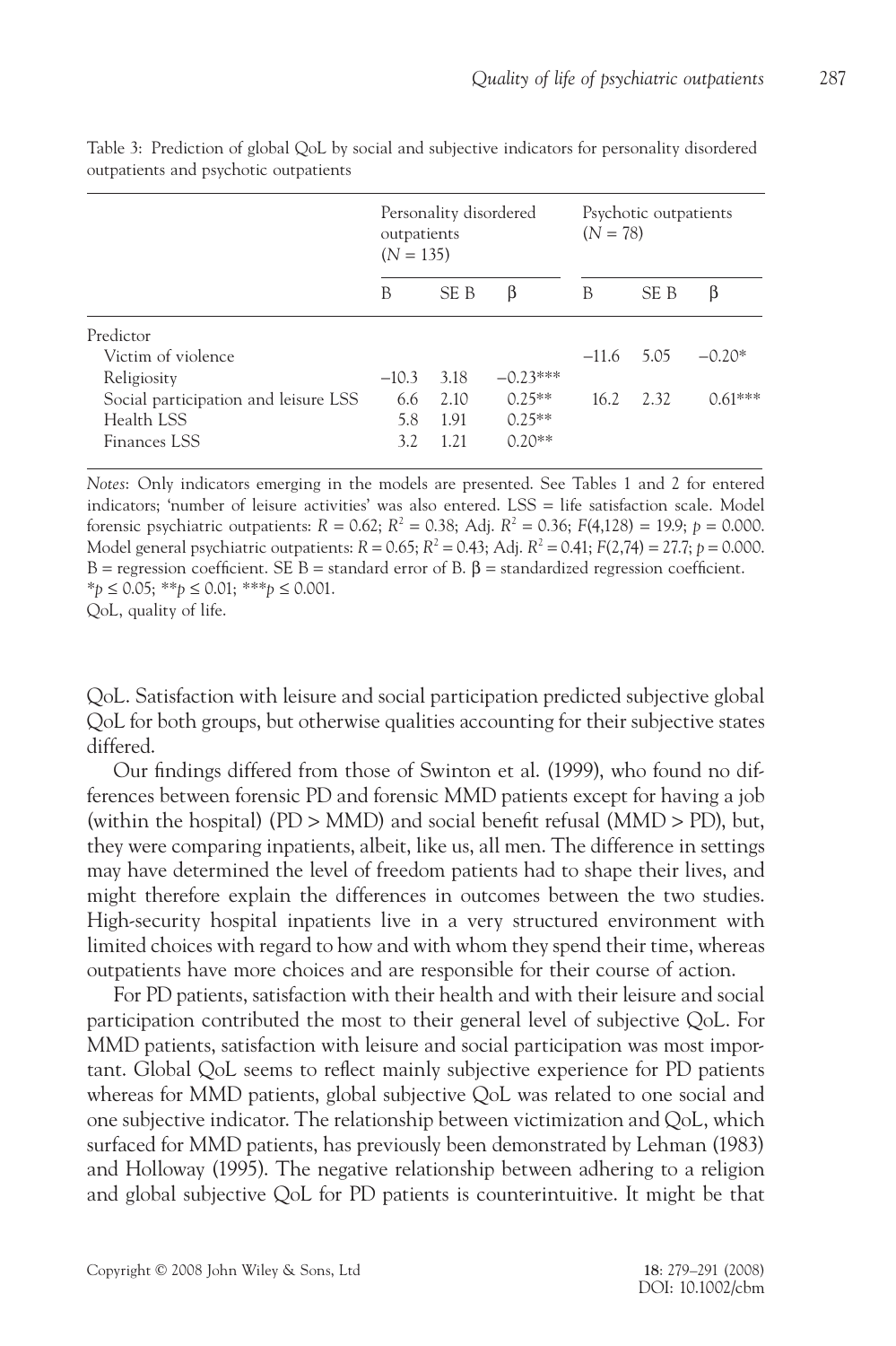Table 3: Prediction of global QoL by social and subjective indicators for personality disordered outpatients and psychotic outpatients

| | Personality disordered outpatients ($N$ = 135) | | | Psychotic outpatients ($N$ = 78) | | |
|---|---|---|---|---|---|---|
| | B | SE B | β | B | SE B | β |
| Predictor | | | | | | |
| Victim of violence | | | | −11.6 | 5.05 | −0.20* |
| Religiosity | −10.3 | 3.18 | −0.23*** | | | |
| Social participation and leisure LSS | 6.6 | 2.10 | 0.25** | 16.2 | 2.32 | 0.61*** |
| Health LSS | 5.8 | 1.91 | 0.25** | | | |
| Finances LSS | 3.2 | 1.21 | 0.20** | | | |

*Notes*: Only indicators emerging in the models are presented. See Tables 1 and 2 for entered indicators; 'number of leisure activities' was also entered. LSS = life satisfaction scale. Model forensic psychiatric outpatients: $R = 0.62$; $R^2 = 0.38$; Adj. $R^2 = 0.36$; $F(4,128) = 19.9$; $p = 0.000$. Model general psychiatric outpatients: $R = 0.65$; $R^2 = 0.43$; Adj. $R^2 = 0.41$; $F(2,74) = 27.7$; $p = 0.000$. B = regression coefficient. SE B = standard error of B. β = standardized regression coefficient.
*$p \leq 0.05$; **$p \leq 0.01$; ***$p \leq 0.001$.
QoL, quality of life.

QoL. Satisfaction with leisure and social participation predicted subjective global QoL for both groups, but otherwise qualities accounting for their subjective states differed.

Our findings differed from those of Swinton et al. (1999), who found no differences between forensic PD and forensic MMD patients except for having a job (within the hospital) (PD > MMD) and social benefit refusal (MMD > PD), but, they were comparing inpatients, albeit, like us, all men. The difference in settings may have determined the level of freedom patients had to shape their lives, and might therefore explain the differences in outcomes between the two studies. High-security hospital inpatients live in a very structured environment with limited choices with regard to how and with whom they spend their time, whereas outpatients have more choices and are responsible for their course of action.

For PD patients, satisfaction with their health and with their leisure and social participation contributed the most to their general level of subjective QoL. For MMD patients, satisfaction with leisure and social participation was most important. Global QoL seems to reflect mainly subjective experience for PD patients whereas for MMD patients, global subjective QoL was related to one social and one subjective indicator. The relationship between victimization and QoL, which surfaced for MMD patients, has previously been demonstrated by Lehman (1983) and Holloway (1995). The negative relationship between adhering to a religion and global subjective QoL for PD patients is counterintuitive. It might be that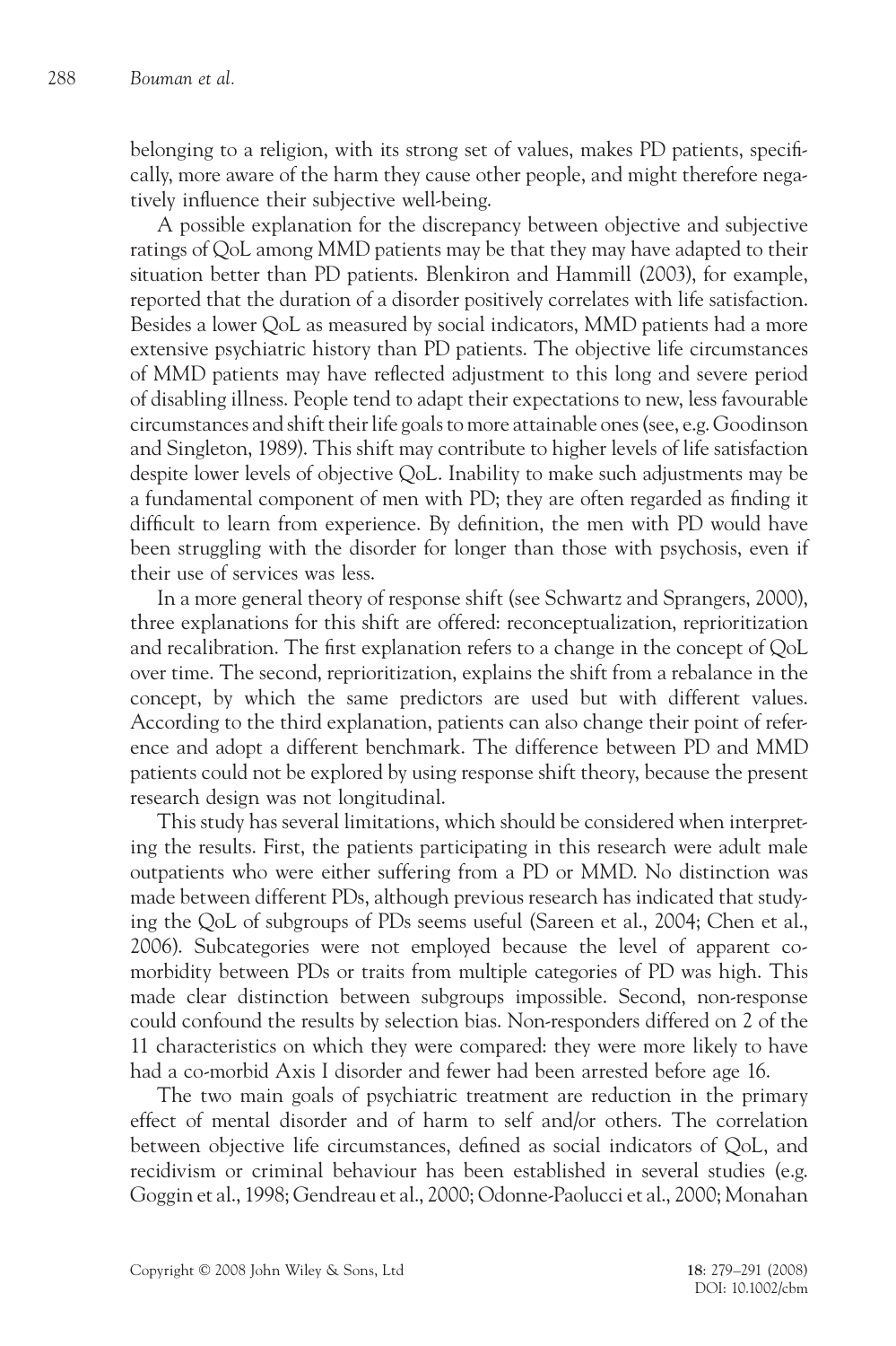belonging to a religion, with its strong set of values, makes PD patients, specifically, more aware of the harm they cause other people, and might therefore negatively influence their subjective well-being.

A possible explanation for the discrepancy between objective and subjective ratings of QoL among MMD patients may be that they may have adapted to their situation better than PD patients. Blenkiron and Hammill (2003), for example, reported that the duration of a disorder positively correlates with life satisfaction. Besides a lower QoL as measured by social indicators, MMD patients had a more extensive psychiatric history than PD patients. The objective life circumstances of MMD patients may have reflected adjustment to this long and severe period of disabling illness. People tend to adapt their expectations to new, less favourable circumstances and shift their life goals to more attainable ones (see, e.g. Goodinson and Singleton, 1989). This shift may contribute to higher levels of life satisfaction despite lower levels of objective QoL. Inability to make such adjustments may be a fundamental component of men with PD; they are often regarded as finding it difficult to learn from experience. By definition, the men with PD would have been struggling with the disorder for longer than those with psychosis, even if their use of services was less.

In a more general theory of response shift (see Schwartz and Sprangers, 2000), three explanations for this shift are offered: reconceptualization, reprioritization and recalibration. The first explanation refers to a change in the concept of QoL over time. The second, reprioritization, explains the shift from a rebalance in the concept, by which the same predictors are used but with different values. According to the third explanation, patients can also change their point of reference and adopt a different benchmark. The difference between PD and MMD patients could not be explored by using response shift theory, because the present research design was not longitudinal.

This study has several limitations, which should be considered when interpreting the results. First, the patients participating in this research were adult male outpatients who were either suffering from a PD or MMD. No distinction was made between different PDs, although previous research has indicated that studying the QoL of subgroups of PDs seems useful (Sareen et al., 2004; Chen et al., 2006). Subcategories were not employed because the level of apparent co-morbidity between PDs or traits from multiple categories of PD was high. This made clear distinction between subgroups impossible. Second, non-response could confound the results by selection bias. Non-responders differed on 2 of the 11 characteristics on which they were compared: they were more likely to have had a co-morbid Axis I disorder and fewer had been arrested before age 16.

The two main goals of psychiatric treatment are reduction in the primary effect of mental disorder and of harm to self and/or others. The correlation between objective life circumstances, defined as social indicators of QoL, and recidivism or criminal behaviour has been established in several studies (e.g. Goggin et al., 1998; Gendreau et al., 2000; Odonne-Paolucci et al., 2000; Monahan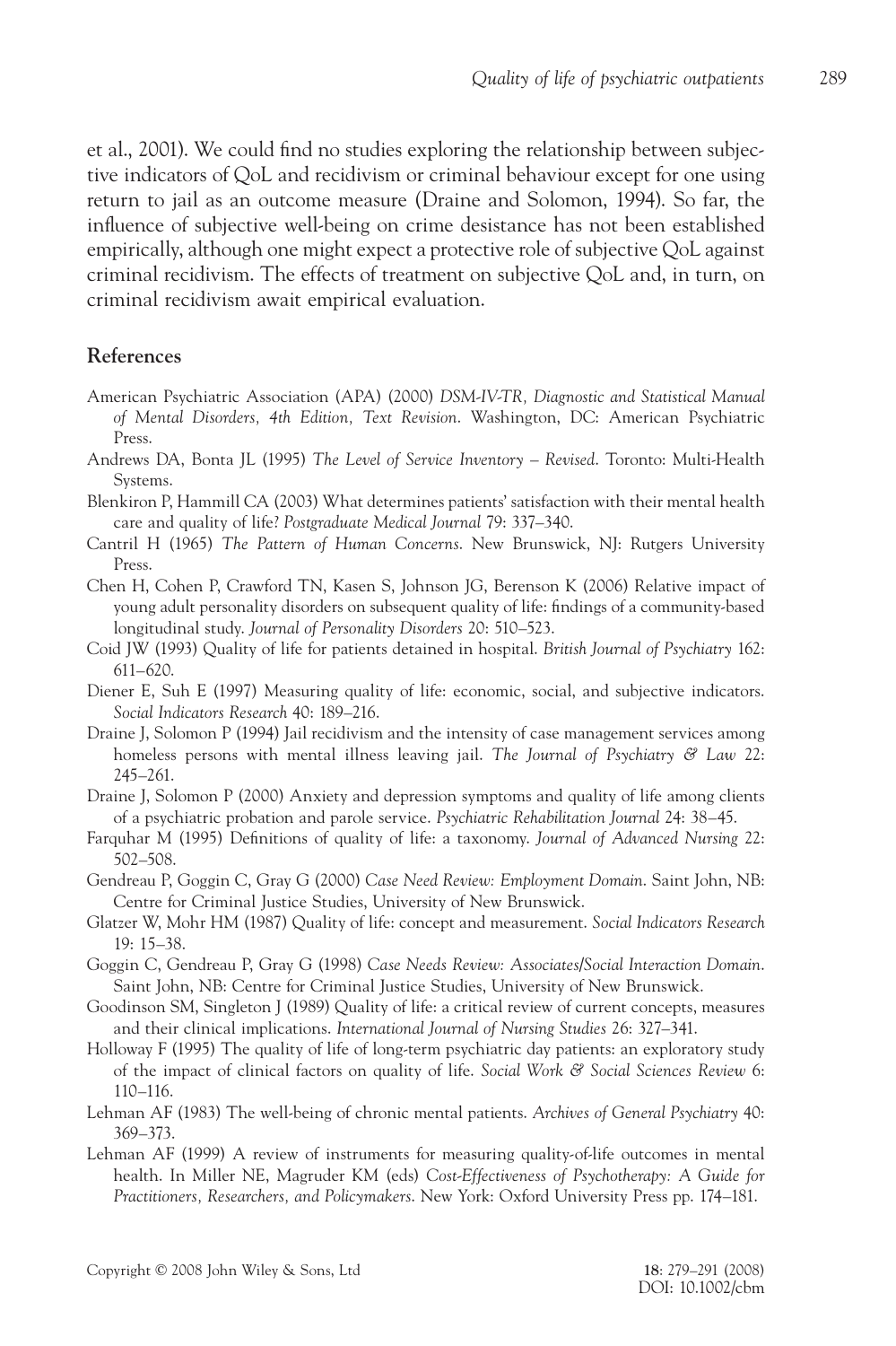et al., 2001). We could find no studies exploring the relationship between subjective indicators of QoL and recidivism or criminal behaviour except for one using return to jail as an outcome measure (Draine and Solomon, 1994). So far, the influence of subjective well-being on crime desistance has not been established empirically, although one might expect a protective role of subjective QoL against criminal recidivism. The effects of treatment on subjective QoL and, in turn, on criminal recidivism await empirical evaluation.

## References

American Psychiatric Association (APA) (2000) *DSM-IV-TR, Diagnostic and Statistical Manual of Mental Disorders, 4th Edition, Text Revision*. Washington, DC: American Psychiatric Press.

Andrews DA, Bonta JL (1995) *The Level of Service Inventory – Revised*. Toronto: Multi-Health Systems.

Blenkiron P, Hammill CA (2003) What determines patients' satisfaction with their mental health care and quality of life? *Postgraduate Medical Journal* 79: 337–340.

Cantril H (1965) *The Pattern of Human Concerns*. New Brunswick, NJ: Rutgers University Press.

Chen H, Cohen P, Crawford TN, Kasen S, Johnson JG, Berenson K (2006) Relative impact of young adult personality disorders on subsequent quality of life: findings of a community-based longitudinal study. *Journal of Personality Disorders* 20: 510–523.

Coid JW (1993) Quality of life for patients detained in hospital. *British Journal of Psychiatry* 162: 611–620.

Diener E, Suh E (1997) Measuring quality of life: economic, social, and subjective indicators. *Social Indicators Research* 40: 189–216.

Draine J, Solomon P (1994) Jail recidivism and the intensity of case management services among homeless persons with mental illness leaving jail. *The Journal of Psychiatry & Law* 22: 245–261.

Draine J, Solomon P (2000) Anxiety and depression symptoms and quality of life among clients of a psychiatric probation and parole service. *Psychiatric Rehabilitation Journal* 24: 38–45.

Farquhar M (1995) Definitions of quality of life: a taxonomy. *Journal of Advanced Nursing* 22: 502–508.

Gendreau P, Goggin C, Gray G (2000) *Case Need Review: Employment Domain*. Saint John, NB: Centre for Criminal Justice Studies, University of New Brunswick.

Glatzer W, Mohr HM (1987) Quality of life: concept and measurement. *Social Indicators Research* 19: 15–38.

Goggin C, Gendreau P, Gray G (1998) *Case Needs Review: Associates/Social Interaction Domain*. Saint John, NB: Centre for Criminal Justice Studies, University of New Brunswick.

Goodinson SM, Singleton J (1989) Quality of life: a critical review of current concepts, measures and their clinical implications. *International Journal of Nursing Studies* 26: 327–341.

Holloway F (1995) The quality of life of long-term psychiatric day patients: an exploratory study of the impact of clinical factors on quality of life. *Social Work & Social Sciences Review* 6: 110–116.

Lehman AF (1983) The well-being of chronic mental patients. *Archives of General Psychiatry* 40: 369–373.

Lehman AF (1999) A review of instruments for measuring quality-of-life outcomes in mental health. In Miller NE, Magruder KM (eds) *Cost-Effectiveness of Psychotherapy: A Guide for Practitioners, Researchers, and Policymakers*. New York: Oxford University Press pp. 174–181.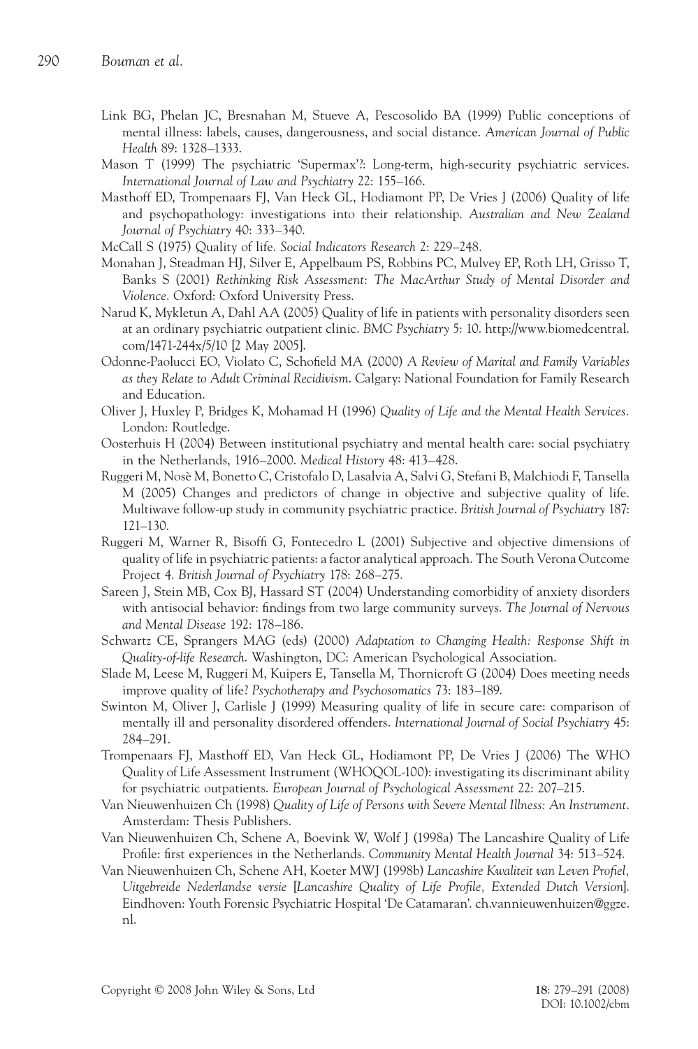Link BG, Phelan JC, Bresnahan M, Stueve A, Pescosolido BA (1999) Public conceptions of mental illness: labels, causes, dangerousness, and social distance. *American Journal of Public Health* 89: 1328–1333.

Mason T (1999) The psychiatric 'Supermax'?: Long-term, high-security psychiatric services. *International Journal of Law and Psychiatry* 22: 155–166.

Masthoff ED, Trompenaars FJ, Van Heck GL, Hodiamont PP, De Vries J (2006) Quality of life and psychopathology: investigations into their relationship. *Australian and New Zealand Journal of Psychiatry* 40: 333–340.

McCall S (1975) Quality of life. *Social Indicators Research* 2: 229–248.

Monahan J, Steadman HJ, Silver E, Appelbaum PS, Robbins PC, Mulvey EP, Roth LH, Grisso T, Banks S (2001) *Rethinking Risk Assessment: The MacArthur Study of Mental Disorder and Violence*. Oxford: Oxford University Press.

Narud K, Mykletun A, Dahl AA (2005) Quality of life in patients with personality disorders seen at an ordinary psychiatric outpatient clinic. *BMC Psychiatry* 5: 10. http://www.biomedcentral.com/1471-244x/5/10 [2 May 2005].

Odonne-Paolucci EO, Violato C, Schofield MA (2000) *A Review of Marital and Family Variables as they Relate to Adult Criminal Recidivism*. Calgary: National Foundation for Family Research and Education.

Oliver J, Huxley P, Bridges K, Mohamad H (1996) *Quality of Life and the Mental Health Services*. London: Routledge.

Oosterhuis H (2004) Between institutional psychiatry and mental health care: social psychiatry in the Netherlands, 1916–2000. *Medical History* 48: 413–428.

Ruggeri M, Nosè M, Bonetto C, Cristofalo D, Lasalvia A, Salvi G, Stefani B, Malchiodi F, Tansella M (2005) Changes and predictors of change in objective and subjective quality of life. Multiwave follow-up study in community psychiatric practice. *British Journal of Psychiatry* 187: 121–130.

Ruggeri M, Warner R, Bisoffi G, Fontecedro L (2001) Subjective and objective dimensions of quality of life in psychiatric patients: a factor analytical approach. The South Verona Outcome Project 4. *British Journal of Psychiatry* 178: 268–275.

Sareen J, Stein MB, Cox BJ, Hassard ST (2004) Understanding comorbidity of anxiety disorders with antisocial behavior: findings from two large community surveys. *The Journal of Nervous and Mental Disease* 192: 178–186.

Schwartz CE, Sprangers MAG (eds) (2000) *Adaptation to Changing Health: Response Shift in Quality-of-life Research*. Washington, DC: American Psychological Association.

Slade M, Leese M, Ruggeri M, Kuipers E, Tansella M, Thornicroft G (2004) Does meeting needs improve quality of life? *Psychotherapy and Psychosomatics* 73: 183–189.

Swinton M, Oliver J, Carlisle J (1999) Measuring quality of life in secure care: comparison of mentally ill and personality disordered offenders. *International Journal of Social Psychiatry* 45: 284–291.

Trompenaars FJ, Masthoff ED, Van Heck GL, Hodiamont PP, De Vries J (2006) The WHO Quality of Life Assessment Instrument (WHOQOL-100): investigating its discriminant ability for psychiatric outpatients. *European Journal of Psychological Assessment* 22: 207–215.

Van Nieuwenhuizen Ch (1998) *Quality of Life of Persons with Severe Mental Illness: An Instrument*. Amsterdam: Thesis Publishers.

Van Nieuwenhuizen Ch, Schene A, Boevink W, Wolf J (1998a) The Lancashire Quality of Life Profile: first experiences in the Netherlands. *Community Mental Health Journal* 34: 513–524.

Van Nieuwenhuizen Ch, Schene AH, Koeter MWJ (1998b) *Lancashire Kwaliteit van Leven Profiel, Uitgebreide Nederlandse versie* [*Lancashire Quality of Life Profile, Extended Dutch Version*]. Eindhoven: Youth Forensic Psychiatric Hospital 'De Catamaran'. ch.vannieuwenhuizen@ggze.nl.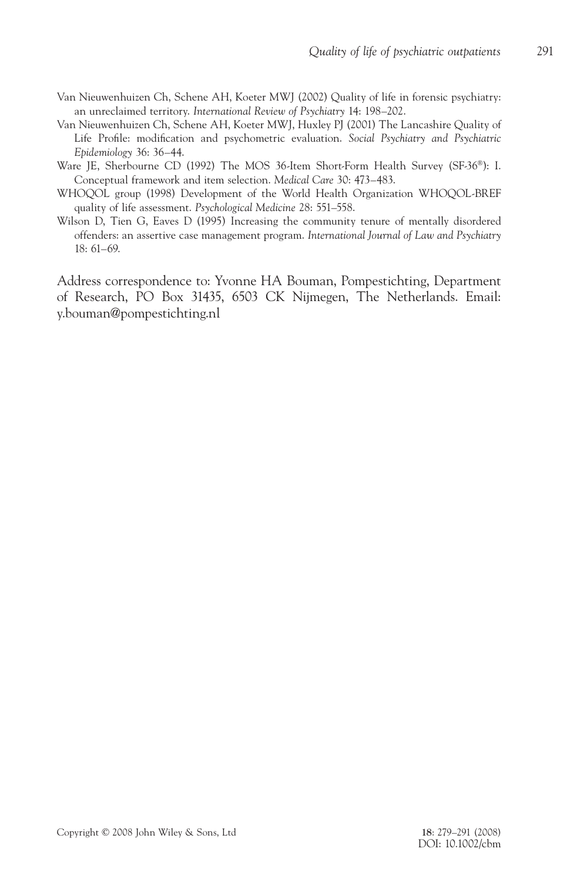Van Nieuwenhuizen Ch, Schene AH, Koeter MWJ (2002) Quality of life in forensic psychiatry: an unreclaimed territory. *International Review of Psychiatry* 14: 198–202.

Van Nieuwenhuizen Ch, Schene AH, Koeter MWJ, Huxley PJ (2001) The Lancashire Quality of Life Profile: modification and psychometric evaluation. *Social Psychiatry and Psychiatric Epidemiology* 36: 36–44.

Ware JE, Sherbourne CD (1992) The MOS 36-Item Short-Form Health Survey (SF-36®): I. Conceptual framework and item selection. *Medical Care* 30: 473–483.

WHOQOL group (1998) Development of the World Health Organization WHOQOL-BREF quality of life assessment. *Psychological Medicine* 28: 551–558.

Wilson D, Tien G, Eaves D (1995) Increasing the community tenure of mentally disordered offenders: an assertive case management program. *International Journal of Law and Psychiatry* 18: 61–69.

Address correspondence to: Yvonne HA Bouman, Pompestichting, Department of Research, PO Box 31435, 6503 CK Nijmegen, The Netherlands. Email: y.bouman@pompestichting.nl

Copyright © 2008 John Wiley & Sons, Ltd

DOI: 10.1002/cbm